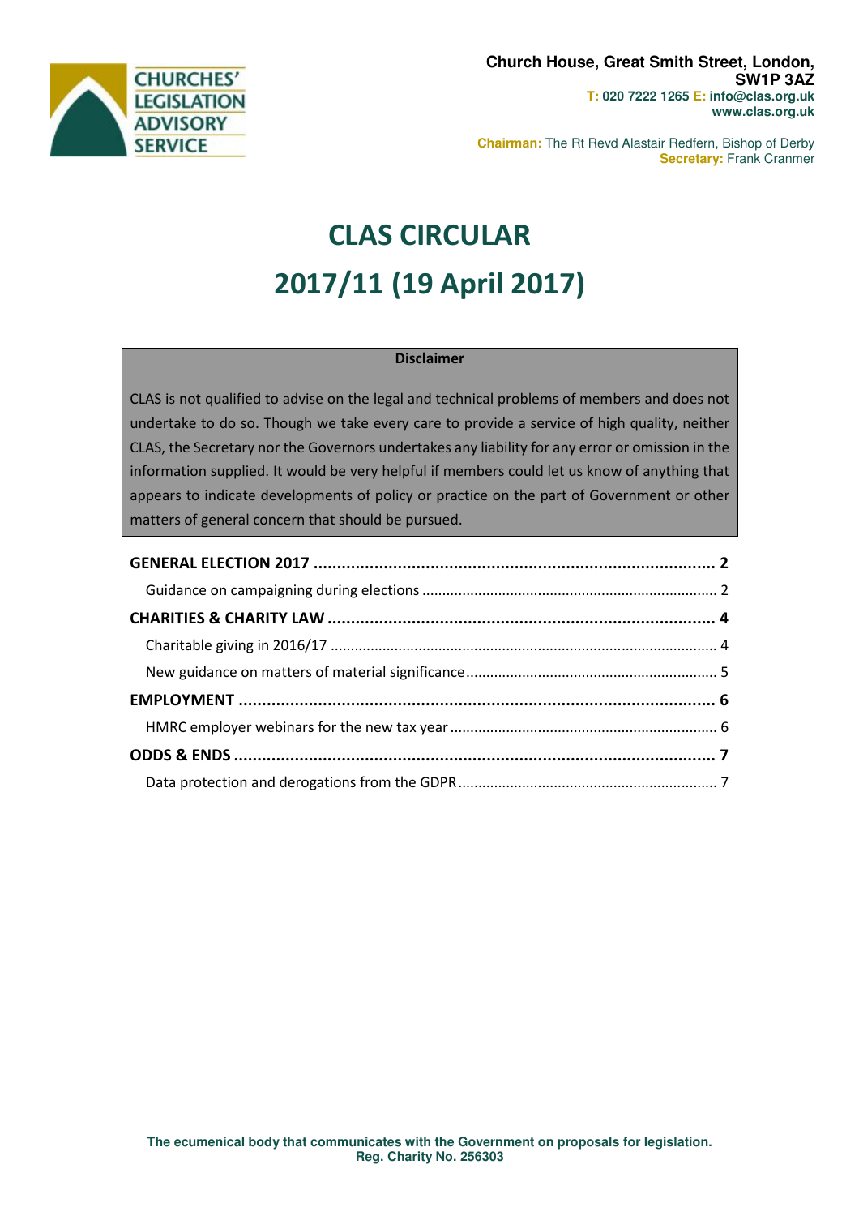CHURCHES' LEGISLATION ADVISORY SERVICE

**Church House, Great Smith Street, London, SW1P 3AZ**
**T: 020 7222 1265 E: info@clas.org.uk**
**www.clas.org.uk**

**Chairman:** The Rt Revd Alastair Redfern, Bishop of Derby
**Secretary:** Frank Cranmer

# CLAS CIRCULAR
# 2017/11 (19 April 2017)

**Disclaimer**

CLAS is not qualified to advise on the legal and technical problems of members and does not undertake to do so. Though we take every care to provide a service of high quality, neither CLAS, the Secretary nor the Governors undertakes any liability for any error or omission in the information supplied. It would be very helpful if members could let us know of anything that appears to indicate developments of policy or practice on the part of Government or other matters of general concern that should be pursued.

**GENERAL ELECTION 2017** .................... 2
- Guidance on campaigning during elections .................... 2

**CHARITIES & CHARITY LAW** .................... 4
- Charitable giving in 2016/17 .................... 4
- New guidance on matters of material significance .................... 5

**EMPLOYMENT** .................... 6
- HMRC employer webinars for the new tax year .................... 6

**ODDS & ENDS** .................... 7
- Data protection and derogations from the GDPR .................... 7

**The ecumenical body that communicates with the Government on proposals for legislation.**
**Reg. Charity No. 256303**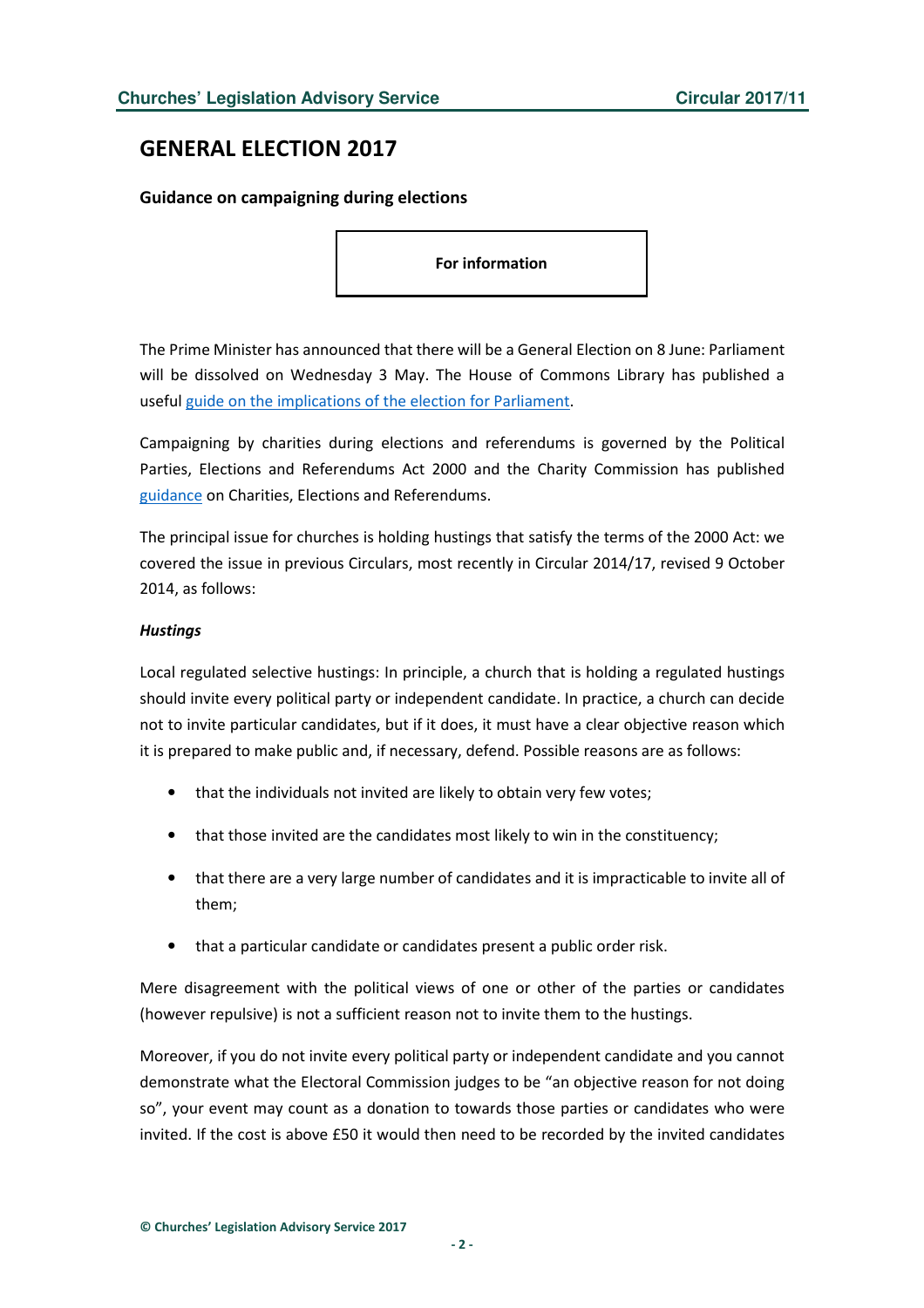## GENERAL ELECTION 2017

### Guidance on campaigning during elections

**For information**

The Prime Minister has announced that there will be a General Election on 8 June: Parliament will be dissolved on Wednesday 3 May. The House of Commons Library has published a useful guide on the implications of the election for Parliament.

Campaigning by charities during elections and referendums is governed by the Political Parties, Elections and Referendums Act 2000 and the Charity Commission has published guidance on Charities, Elections and Referendums.

The principal issue for churches is holding hustings that satisfy the terms of the 2000 Act: we covered the issue in previous Circulars, most recently in Circular 2014/17, revised 9 October 2014, as follows:

***Hustings***

Local regulated selective hustings: In principle, a church that is holding a regulated hustings should invite every political party or independent candidate. In practice, a church can decide not to invite particular candidates, but if it does, it must have a clear objective reason which it is prepared to make public and, if necessary, defend. Possible reasons are as follows:

- that the individuals not invited are likely to obtain very few votes;
- that those invited are the candidates most likely to win in the constituency;
- that there are a very large number of candidates and it is impracticable to invite all of them;
- that a particular candidate or candidates present a public order risk.

Mere disagreement with the political views of one or other of the parties or candidates (however repulsive) is not a sufficient reason not to invite them to the hustings.

Moreover, if you do not invite every political party or independent candidate and you cannot demonstrate what the Electoral Commission judges to be "an objective reason for not doing so", your event may count as a donation to towards those parties or candidates who were invited. If the cost is above £50 it would then need to be recorded by the invited candidates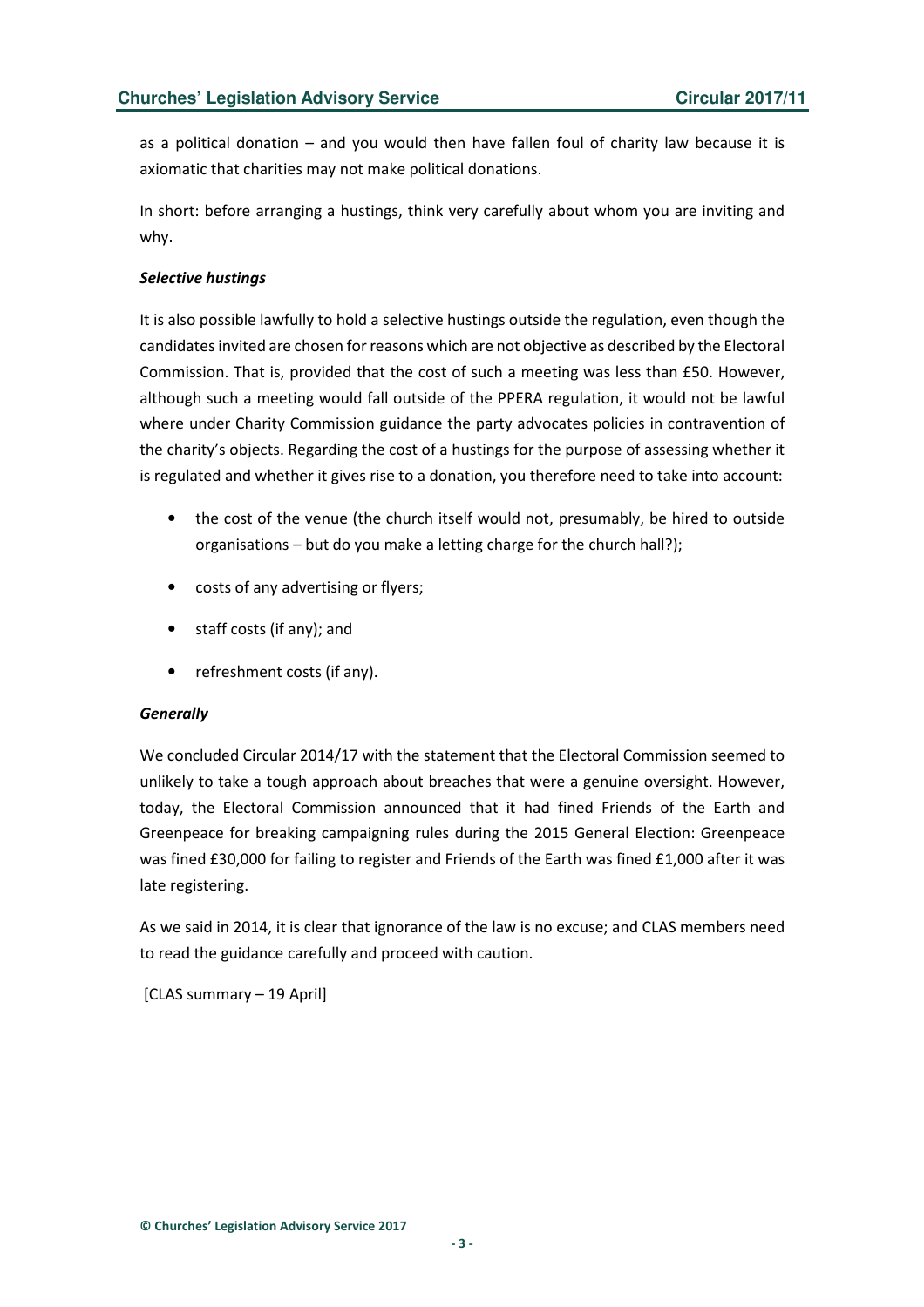as a political donation – and you would then have fallen foul of charity law because it is axiomatic that charities may not make political donations.

In short: before arranging a hustings, think very carefully about whom you are inviting and why.

***Selective hustings***

It is also possible lawfully to hold a selective hustings outside the regulation, even though the candidates invited are chosen for reasons which are not objective as described by the Electoral Commission. That is, provided that the cost of such a meeting was less than £50. However, although such a meeting would fall outside of the PPERA regulation, it would not be lawful where under Charity Commission guidance the party advocates policies in contravention of the charity's objects. Regarding the cost of a hustings for the purpose of assessing whether it is regulated and whether it gives rise to a donation, you therefore need to take into account:

- the cost of the venue (the church itself would not, presumably, be hired to outside organisations – but do you make a letting charge for the church hall?);
- costs of any advertising or flyers;
- staff costs (if any); and
- refreshment costs (if any).

***Generally***

We concluded Circular 2014/17 with the statement that the Electoral Commission seemed to unlikely to take a tough approach about breaches that were a genuine oversight. However, today, the Electoral Commission announced that it had fined Friends of the Earth and Greenpeace for breaking campaigning rules during the 2015 General Election: Greenpeace was fined £30,000 for failing to register and Friends of the Earth was fined £1,000 after it was late registering.

As we said in 2014, it is clear that ignorance of the law is no excuse; and CLAS members need to read the guidance carefully and proceed with caution.

[CLAS summary – 19 April]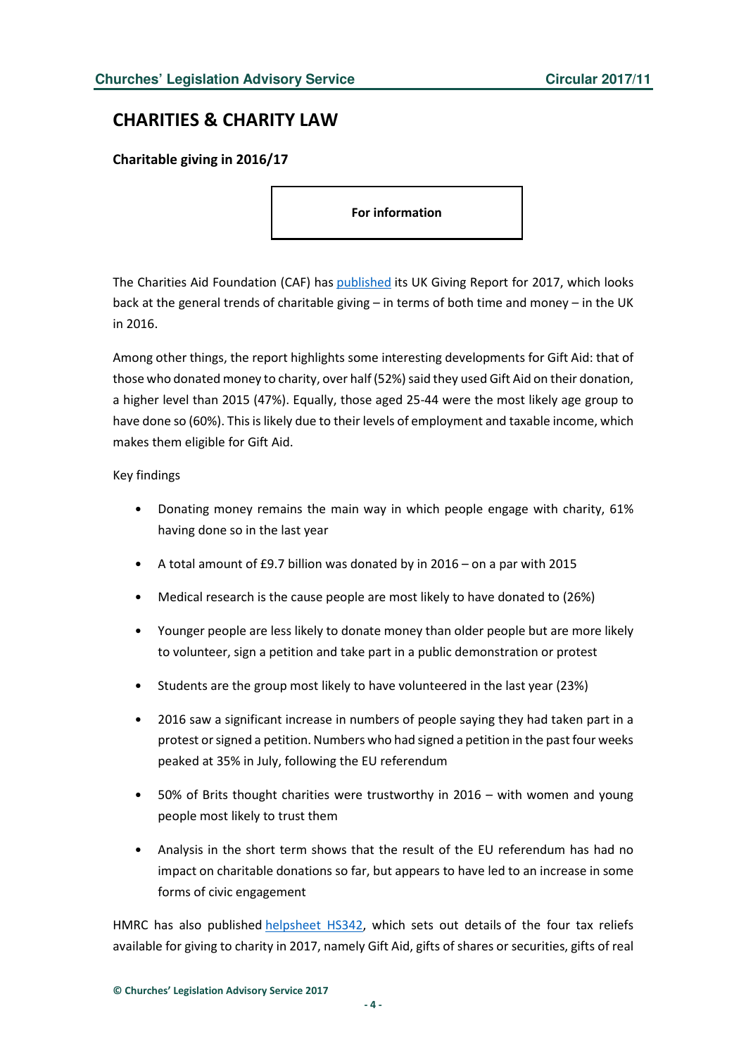## CHARITIES & CHARITY LAW

### Charitable giving in 2016/17

**For information**

The Charities Aid Foundation (CAF) has published its UK Giving Report for 2017, which looks back at the general trends of charitable giving – in terms of both time and money – in the UK in 2016.

Among other things, the report highlights some interesting developments for Gift Aid: that of those who donated money to charity, over half (52%) said they used Gift Aid on their donation, a higher level than 2015 (47%). Equally, those aged 25-44 were the most likely age group to have done so (60%). This is likely due to their levels of employment and taxable income, which makes them eligible for Gift Aid.

Key findings

- Donating money remains the main way in which people engage with charity, 61% having done so in the last year
- A total amount of £9.7 billion was donated by in 2016 – on a par with 2015
- Medical research is the cause people are most likely to have donated to (26%)
- Younger people are less likely to donate money than older people but are more likely to volunteer, sign a petition and take part in a public demonstration or protest
- Students are the group most likely to have volunteered in the last year (23%)
- 2016 saw a significant increase in numbers of people saying they had taken part in a protest or signed a petition. Numbers who had signed a petition in the past four weeks peaked at 35% in July, following the EU referendum
- 50% of Brits thought charities were trustworthy in 2016 – with women and young people most likely to trust them
- Analysis in the short term shows that the result of the EU referendum has had no impact on charitable donations so far, but appears to have led to an increase in some forms of civic engagement

HMRC has also published helpsheet HS342, which sets out details of the four tax reliefs available for giving to charity in 2017, namely Gift Aid, gifts of shares or securities, gifts of real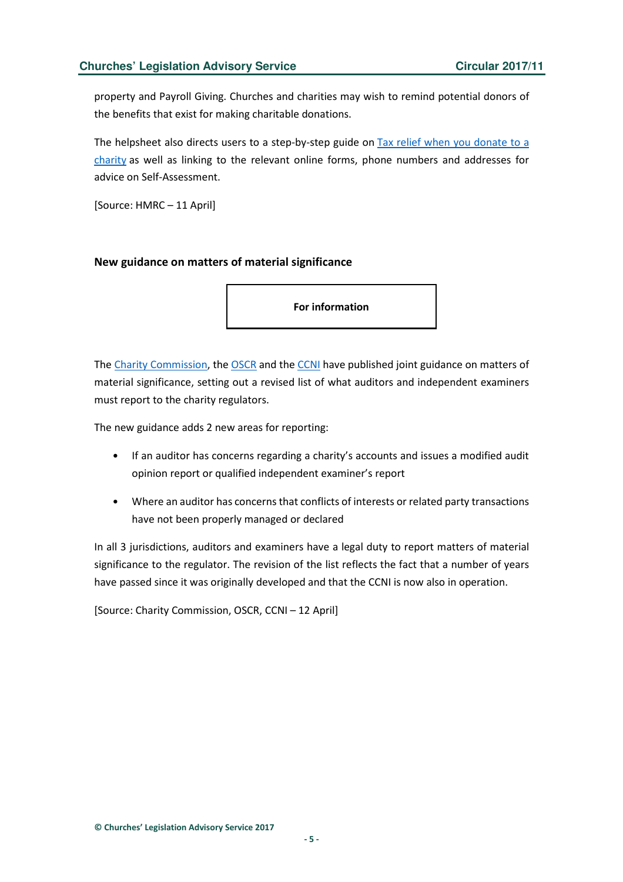property and Payroll Giving. Churches and charities may wish to remind potential donors of the benefits that exist for making charitable donations.

The helpsheet also directs users to a step-by-step guide on Tax relief when you donate to a charity as well as linking to the relevant online forms, phone numbers and addresses for advice on Self-Assessment.

[Source: HMRC – 11 April]

### New guidance on matters of material significance

**For information**

The Charity Commission, the OSCR and the CCNI have published joint guidance on matters of material significance, setting out a revised list of what auditors and independent examiners must report to the charity regulators.

The new guidance adds 2 new areas for reporting:

- If an auditor has concerns regarding a charity's accounts and issues a modified audit opinion report or qualified independent examiner's report
- Where an auditor has concerns that conflicts of interests or related party transactions have not been properly managed or declared

In all 3 jurisdictions, auditors and examiners have a legal duty to report matters of material significance to the regulator. The revision of the list reflects the fact that a number of years have passed since it was originally developed and that the CCNI is now also in operation.

[Source: Charity Commission, OSCR, CCNI – 12 April]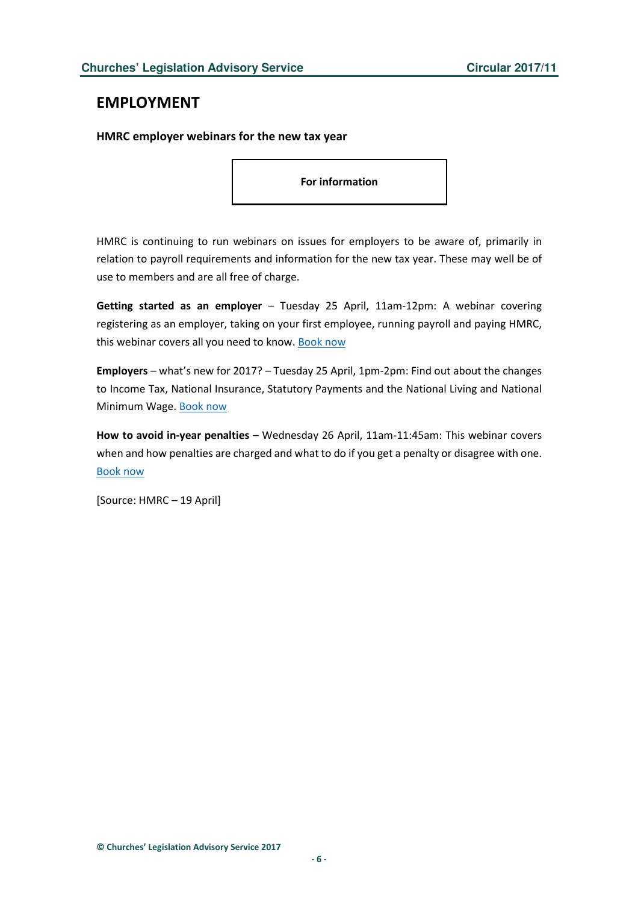# EMPLOYMENT

### HMRC employer webinars for the new tax year

**For information**

HMRC is continuing to run webinars on issues for employers to be aware of, primarily in relation to payroll requirements and information for the new tax year. These may well be of use to members and are all free of charge.

**Getting started as an employer** – Tuesday 25 April, 11am-12pm: A webinar covering registering as an employer, taking on your first employee, running payroll and paying HMRC, this webinar covers all you need to know. Book now

**Employers** – what's new for 2017? – Tuesday 25 April, 1pm-2pm: Find out about the changes to Income Tax, National Insurance, Statutory Payments and the National Living and National Minimum Wage. Book now

**How to avoid in-year penalties** – Wednesday 26 April, 11am-11:45am: This webinar covers when and how penalties are charged and what to do if you get a penalty or disagree with one. Book now

[Source: HMRC – 19 April]

© Churches' Legislation Advisory Service 2017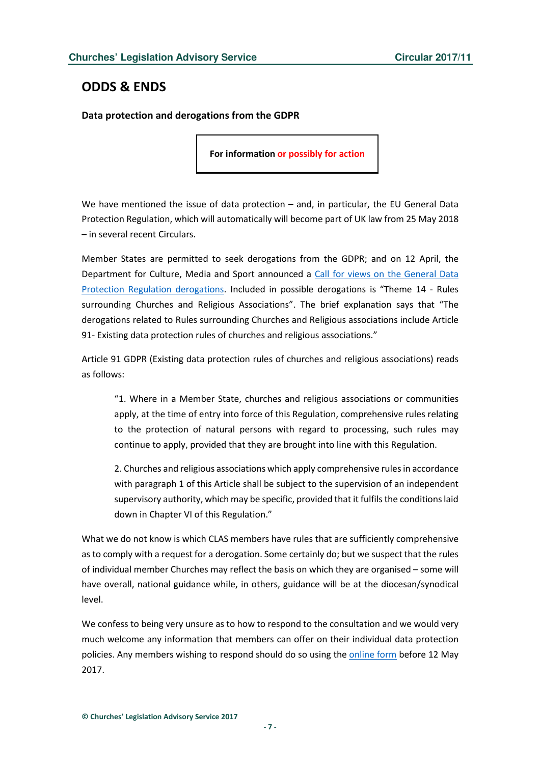## ODDS & ENDS

### Data protection and derogations from the GDPR

**For information or possibly for action**

We have mentioned the issue of data protection – and, in particular, the EU General Data Protection Regulation, which will automatically will become part of UK law from 25 May 2018 – in several recent Circulars.

Member States are permitted to seek derogations from the GDPR; and on 12 April, the Department for Culture, Media and Sport announced a Call for views on the General Data Protection Regulation derogations. Included in possible derogations is "Theme 14 - Rules surrounding Churches and Religious Associations". The brief explanation says that "The derogations related to Rules surrounding Churches and Religious associations include Article 91- Existing data protection rules of churches and religious associations."

Article 91 GDPR (Existing data protection rules of churches and religious associations) reads as follows:

> "1. Where in a Member State, churches and religious associations or communities apply, at the time of entry into force of this Regulation, comprehensive rules relating to the protection of natural persons with regard to processing, such rules may continue to apply, provided that they are brought into line with this Regulation.
>
> 2. Churches and religious associations which apply comprehensive rules in accordance with paragraph 1 of this Article shall be subject to the supervision of an independent supervisory authority, which may be specific, provided that it fulfils the conditions laid down in Chapter VI of this Regulation."

What we do not know is which CLAS members have rules that are sufficiently comprehensive as to comply with a request for a derogation. Some certainly do; but we suspect that the rules of individual member Churches may reflect the basis on which they are organised – some will have overall, national guidance while, in others, guidance will be at the diocesan/synodical level.

We confess to being very unsure as to how to respond to the consultation and we would very much welcome any information that members can offer on their individual data protection policies. Any members wishing to respond should do so using the online form before 12 May 2017.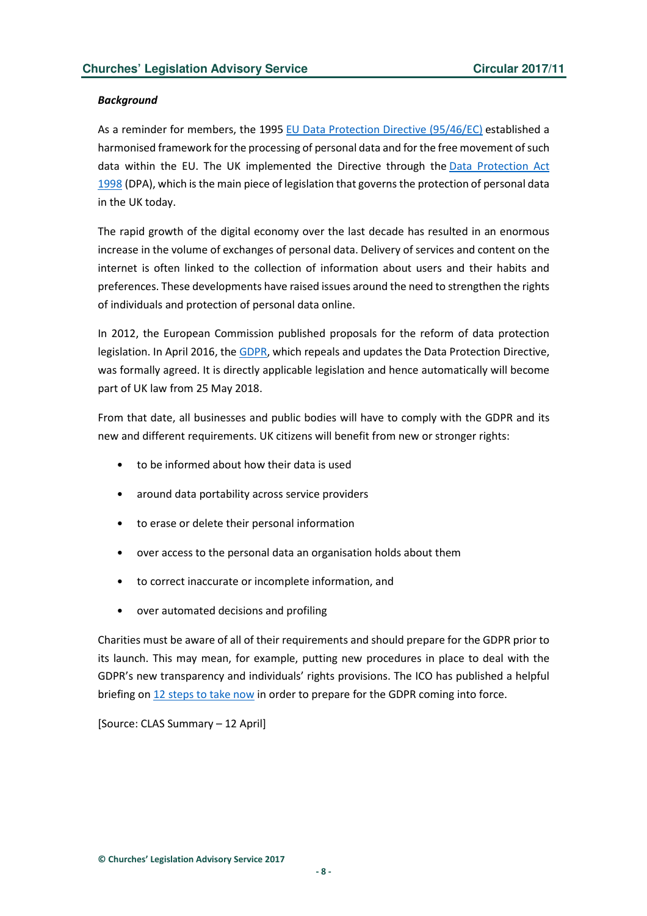***Background***

As a reminder for members, the 1995 EU Data Protection Directive (95/46/EC) established a harmonised framework for the processing of personal data and for the free movement of such data within the EU. The UK implemented the Directive through the Data Protection Act 1998 (DPA), which is the main piece of legislation that governs the protection of personal data in the UK today.

The rapid growth of the digital economy over the last decade has resulted in an enormous increase in the volume of exchanges of personal data. Delivery of services and content on the internet is often linked to the collection of information about users and their habits and preferences. These developments have raised issues around the need to strengthen the rights of individuals and protection of personal data online.

In 2012, the European Commission published proposals for the reform of data protection legislation. In April 2016, the GDPR, which repeals and updates the Data Protection Directive, was formally agreed. It is directly applicable legislation and hence automatically will become part of UK law from 25 May 2018.

From that date, all businesses and public bodies will have to comply with the GDPR and its new and different requirements. UK citizens will benefit from new or stronger rights:

- to be informed about how their data is used
- around data portability across service providers
- to erase or delete their personal information
- over access to the personal data an organisation holds about them
- to correct inaccurate or incomplete information, and
- over automated decisions and profiling

Charities must be aware of all of their requirements and should prepare for the GDPR prior to its launch. This may mean, for example, putting new procedures in place to deal with the GDPR's new transparency and individuals' rights provisions. The ICO has published a helpful briefing on 12 steps to take now in order to prepare for the GDPR coming into force.

[Source: CLAS Summary – 12 April]

**© Churches' Legislation Advisory Service 2017**